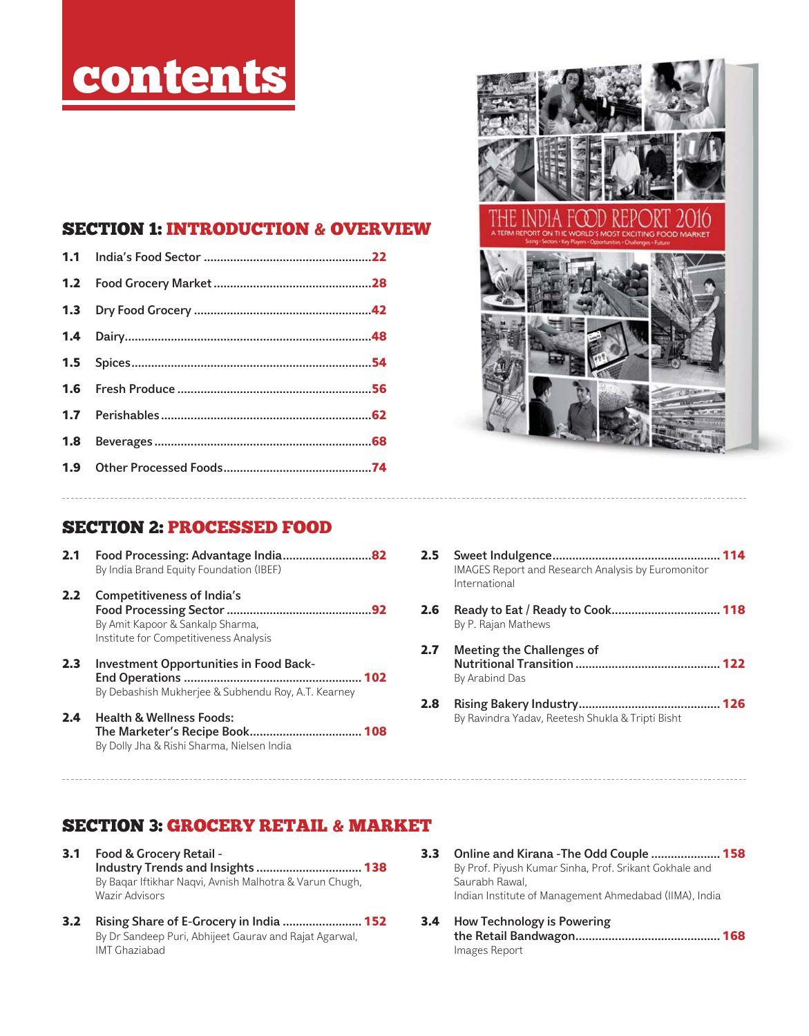# contents

## SECTION 1: INTRODUCTION & OVERVIEW

- **1.1** India's Food Sector .......................................... 22
- **1.2** Food Grocery Market .......................................... 28
- **1.3** Dry Food Grocery .......................................... 42
- **1.4** Dairy .......................................... 48
- **1.5** Spices .......................................... 54
- **1.6** Fresh Produce .......................................... 56
- **1.7** Perishables .......................................... 62
- **1.8** Beverages .......................................... 68
- **1.9** Other Processed Foods .......................................... 74

THE INDIA FOOD REPORT 2016
A TERM REPORT ON THE WORLD'S MOST EXCITING FOOD MARKET
Sizing • Sectors • Key Players • Opportunities • Challenges • Future

## SECTION 2: PROCESSED FOOD

- **2.1** Food Processing: Advantage India .......................................... 82
  By India Brand Equity Foundation (IBEF)
- **2.2** Competitiveness of India's Food Processing Sector .......................................... 92
  By Amit Kapoor & Sankalp Sharma, Institute for Competitiveness Analysis
- **2.3** Investment Opportunities in Food Back-End Operations .......................................... 102
  By Debashish Mukherjee & Subhendu Roy, A.T. Kearney
- **2.4** Health & Wellness Foods: The Marketer's Recipe Book .......................................... 108
  By Dolly Jha & Rishi Sharma, Nielsen India
- **2.5** Sweet Indulgence .......................................... 114
  IMAGES Report and Research Analysis by Euromonitor International
- **2.6** Ready to Eat / Ready to Cook .......................................... 118
  By P. Rajan Mathews
- **2.7** Meeting the Challenges of Nutritional Transition .......................................... 122
  By Arabind Das
- **2.8** Rising Bakery Industry .......................................... 126
  By Ravindra Yadav, Reetesh Shukla & Tripti Bisht

## SECTION 3: GROCERY RETAIL & MARKET

- **3.1** Food & Grocery Retail - Industry Trends and Insights .......................................... 138
  By Baqar Iftikhar Naqvi, Avnish Malhotra & Varun Chugh, Wazir Advisors
- **3.2** Rising Share of E-Grocery in India .......................................... 152
  By Dr Sandeep Puri, Abhijeet Gaurav and Rajat Agarwal, IMT Ghaziabad
- **3.3** Online and Kirana -The Odd Couple .......................................... 158
  By Prof. Piyush Kumar Sinha, Prof. Srikant Gokhale and Saurabh Rawal, Indian Institute of Management Ahmedabad (IIMA), India
- **3.4** How Technology is Powering the Retail Bandwagon .......................................... 168
  Images Report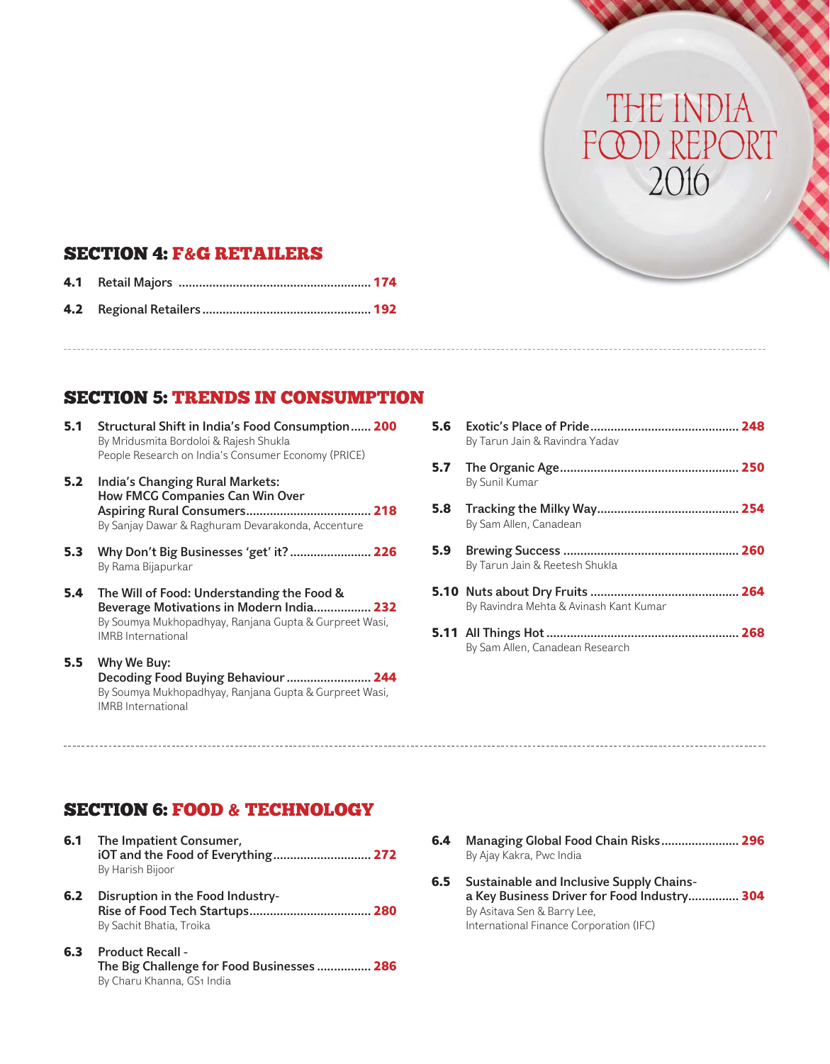THE INDIA FOOD REPORT 2016

## SECTION 4: F&G RETAILERS

**4.1** Retail Majors ........................................................ **174**

**4.2** Regional Retailers ................................................ **192**

## SECTION 5: TRENDS IN CONSUMPTION

**5.1** **Structural Shift in India's Food Consumption**...... **200**
By Mridusmita Bordoloi & Rajesh Shukla
People Research on India's Consumer Economy (PRICE)

**5.2** **India's Changing Rural Markets: How FMCG Companies Can Win Over Aspiring Rural Consumers**.................................... **218**
By Sanjay Dawar & Raghuram Devarakonda, Accenture

**5.3** **Why Don't Big Businesses 'get' it?**........................ **226**
By Rama Bijapurkar

**5.4** **The Will of Food: Understanding the Food & Beverage Motivations in Modern India**................. **232**
By Soumya Mukhopadhyay, Ranjana Gupta & Gurpreet Wasi, IMRB International

**5.5** **Why We Buy: Decoding Food Buying Behaviour**......................... **244**
By Soumya Mukhopadhyay, Ranjana Gupta & Gurpreet Wasi, IMRB International

**5.6** **Exotic's Place of Pride**........................................... **248**
By Tarun Jain & Ravindra Yadav

**5.7** **The Organic Age**.................................................... **250**
By Sunil Kumar

**5.8** **Tracking the Milky Way**.......................................... **254**
By Sam Allen, Canadean

**5.9** **Brewing Success** ................................................... **260**
By Tarun Jain & Reetesh Shukla

**5.10** **Nuts about Dry Fruits** ........................................... **264**
By Ravindra Mehta & Avinash Kant Kumar

**5.11** **All Things Hot** ........................................................ **268**
By Sam Allen, Canadean Research

## SECTION 6: FOOD & TECHNOLOGY

**6.1** **The Impatient Consumer, iOT and the Food of Everything**............................ **272**
By Harish Bijoor

**6.2** **Disruption in the Food Industry- Rise of Food Tech Startups**.................................... **280**
By Sachit Bhatia, Troika

**6.3** **Product Recall - The Big Challenge for Food Businesses** ................ **286**
By Charu Khanna, GS1 India

**6.4** **Managing Global Food Chain Risks**....................... **296**
By Ajay Kakra, Pwc India

**6.5** **Sustainable and Inclusive Supply Chains- a Key Business Driver for Food Industry**............... **304**
By Asitava Sen & Barry Lee,
International Finance Corporation (IFC)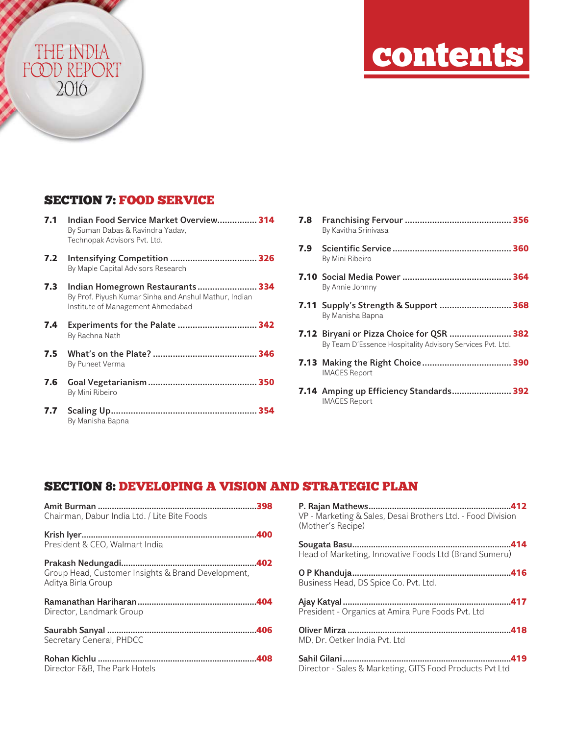THE INDIA FOOD REPORT 2016

# contents

## SECTION 7: FOOD SERVICE

**7.1 Indian Food Service Market Overview** ................ **314**
By Suman Dabas & Ravindra Yadav, Technopak Advisors Pvt. Ltd.

**7.2 Intensifying Competition** ................ **326**
By Maple Capital Advisors Research

**7.3 Indian Homegrown Restaurants** ................ **334**
By Prof. Piyush Kumar Sinha and Anshul Mathur, Indian Institute of Management Ahmedabad

**7.4 Experiments for the Palate** ................ **342**
By Rachna Nath

**7.5 What's on the Plate?** ................ **346**
By Puneet Verma

**7.6 Goal Vegetarianism** ................ **350**
By Mini Ribeiro

**7.7 Scaling Up** ................ **354**
By Manisha Bapna

**7.8 Franchising Fervour** ................ **356**
By Kavitha Srinivasa

**7.9 Scientific Service** ................ **360**
By Mini Ribeiro

**7.10 Social Media Power** ................ **364**
By Annie Johnny

**7.11 Supply's Strength & Support** ................ **368**
By Manisha Bapna

**7.12 Biryani or Pizza Choice for QSR** ................ **382**
By Team D'Essence Hospitality Advisory Services Pvt. Ltd.

**7.13 Making the Right Choice** ................ **390**
IMAGES Report

**7.14 Amping up Efficiency Standards** ................ **392**
IMAGES Report

## SECTION 8: DEVELOPING A VISION AND STRATEGIC PLAN

**Amit Burman** ................ **398**
Chairman, Dabur India Ltd. / Lite Bite Foods

**Krish Iyer** ................ **400**
President & CEO, Walmart India

**Prakash Nedungadi** ................ **402**
Group Head, Customer Insights & Brand Development, Aditya Birla Group

**Ramanathan Hariharan** ................ **404**
Director, Landmark Group

**Saurabh Sanyal** ................ **406**
Secretary General, PHDCC

**Rohan Kichlu** ................ **408**
Director F&B, The Park Hotels

**P. Rajan Mathews** ................ **412**
VP - Marketing & Sales, Desai Brothers Ltd. - Food Division (Mother's Recipe)

**Sougata Basu** ................ **414**
Head of Marketing, Innovative Foods Ltd (Brand Sumeru)

**O P Khanduja** ................ **416**
Business Head, DS Spice Co. Pvt. Ltd.

**Ajay Katyal** ................ **417**
President - Organics at Amira Pure Foods Pvt. Ltd

**Oliver Mirza** ................ **418**
MD, Dr. Oetker India Pvt. Ltd

**Sahil Gilani** ................ **419**
Director - Sales & Marketing, GITS Food Products Pvt Ltd